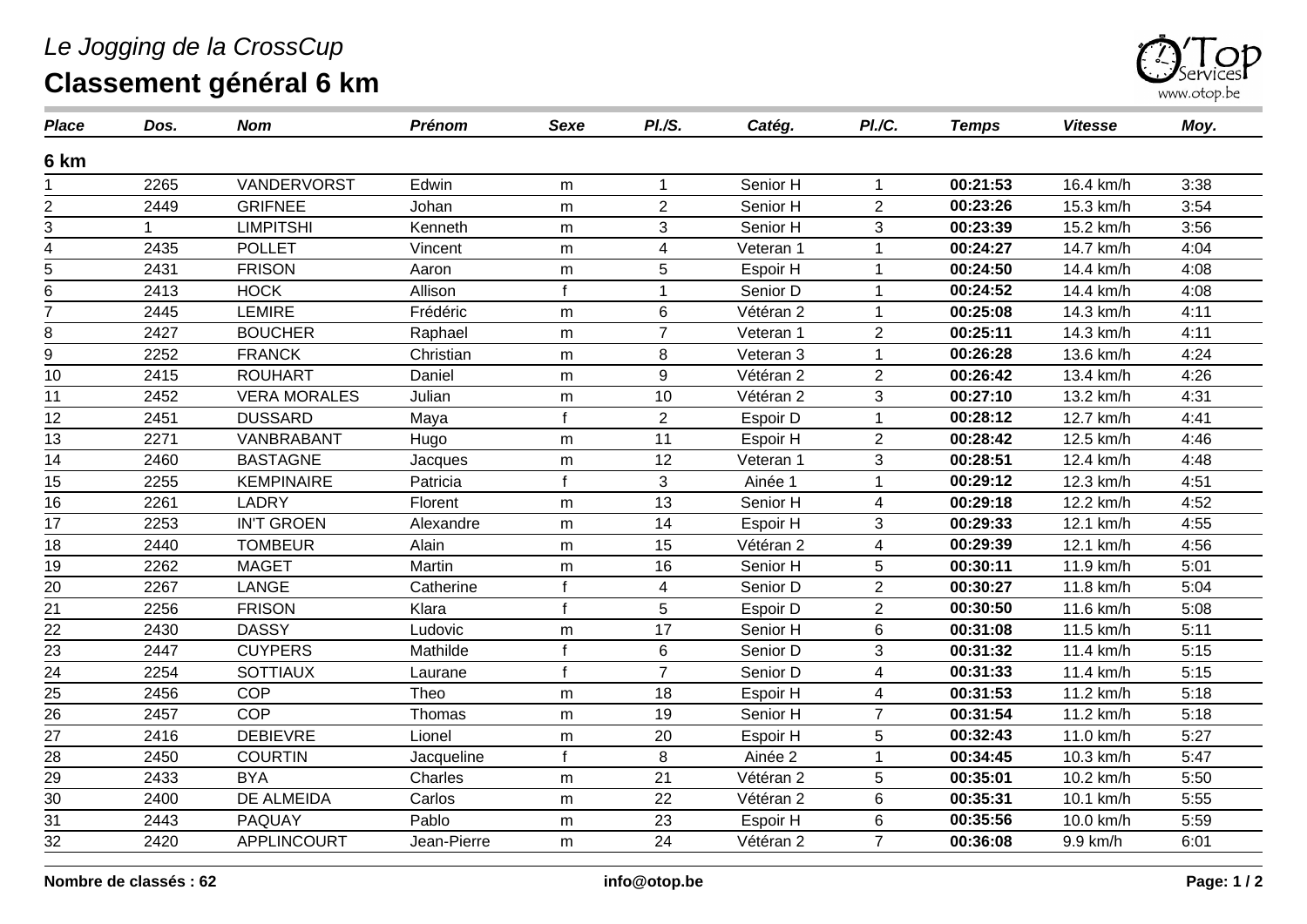*Le Jogging de la CrossCup*

# Classement général 6 km

| *Place* | *Dos.* | *Nom* | *Prénom* | *Sexe* | *Pl./S.* | *Catég.* | *Pl./C.* | *Temps* | *Vitesse* | *Moy.* |
|---|---|---|---|---|---|---|---|---|---|---|
| **6 km** | | | | | | | | | | |
| 1 | 2265 | VANDERVORST | Edwin | m | 1 | Senior H | 1 | **00:21:53** | 16.4 km/h | 3:38 |
| 2 | 2449 | GRIFNEE | Johan | m | 2 | Senior H | 2 | **00:23:26** | 15.3 km/h | 3:54 |
| 3 | 1 | LIMPITSHI | Kenneth | m | 3 | Senior H | 3 | **00:23:39** | 15.2 km/h | 3:56 |
| 4 | 2435 | POLLET | Vincent | m | 4 | Veteran 1 | 1 | **00:24:27** | 14.7 km/h | 4:04 |
| 5 | 2431 | FRISON | Aaron | m | 5 | Espoir H | 1 | **00:24:50** | 14.4 km/h | 4:08 |
| 6 | 2413 | HOCK | Allison | f | 1 | Senior D | 1 | **00:24:52** | 14.4 km/h | 4:08 |
| 7 | 2445 | LEMIRE | Frédéric | m | 6 | Vétéran 2 | 1 | **00:25:08** | 14.3 km/h | 4:11 |
| 8 | 2427 | BOUCHER | Raphael | m | 7 | Veteran 1 | 2 | **00:25:11** | 14.3 km/h | 4:11 |
| 9 | 2252 | FRANCK | Christian | m | 8 | Veteran 3 | 1 | **00:26:28** | 13.6 km/h | 4:24 |
| 10 | 2415 | ROUHART | Daniel | m | 9 | Vétéran 2 | 2 | **00:26:42** | 13.4 km/h | 4:26 |
| 11 | 2452 | VERA MORALES | Julian | m | 10 | Vétéran 2 | 3 | **00:27:10** | 13.2 km/h | 4:31 |
| 12 | 2451 | DUSSARD | Maya | f | 2 | Espoir D | 1 | **00:28:12** | 12.7 km/h | 4:41 |
| 13 | 2271 | VANBRABANT | Hugo | m | 11 | Espoir H | 2 | **00:28:42** | 12.5 km/h | 4:46 |
| 14 | 2460 | BASTAGNE | Jacques | m | 12 | Veteran 1 | 3 | **00:28:51** | 12.4 km/h | 4:48 |
| 15 | 2255 | KEMPINAIRE | Patricia | f | 3 | Ainée 1 | 1 | **00:29:12** | 12.3 km/h | 4:51 |
| 16 | 2261 | LADRY | Florent | m | 13 | Senior H | 4 | **00:29:18** | 12.2 km/h | 4:52 |
| 17 | 2253 | IN'T GROEN | Alexandre | m | 14 | Espoir H | 3 | **00:29:33** | 12.1 km/h | 4:55 |
| 18 | 2440 | TOMBEUR | Alain | m | 15 | Vétéran 2 | 4 | **00:29:39** | 12.1 km/h | 4:56 |
| 19 | 2262 | MAGET | Martin | m | 16 | Senior H | 5 | **00:30:11** | 11.9 km/h | 5:01 |
| 20 | 2267 | LANGE | Catherine | f | 4 | Senior D | 2 | **00:30:27** | 11.8 km/h | 5:04 |
| 21 | 2256 | FRISON | Klara | f | 5 | Espoir D | 2 | **00:30:50** | 11.6 km/h | 5:08 |
| 22 | 2430 | DASSY | Ludovic | m | 17 | Senior H | 6 | **00:31:08** | 11.5 km/h | 5:11 |
| 23 | 2447 | CUYPERS | Mathilde | f | 6 | Senior D | 3 | **00:31:32** | 11.4 km/h | 5:15 |
| 24 | 2254 | SOTTIAUX | Laurane | f | 7 | Senior D | 4 | **00:31:33** | 11.4 km/h | 5:15 |
| 25 | 2456 | COP | Theo | m | 18 | Espoir H | 4 | **00:31:53** | 11.2 km/h | 5:18 |
| 26 | 2457 | COP | Thomas | m | 19 | Senior H | 7 | **00:31:54** | 11.2 km/h | 5:18 |
| 27 | 2416 | DEBIEVRE | Lionel | m | 20 | Espoir H | 5 | **00:32:43** | 11.0 km/h | 5:27 |
| 28 | 2450 | COURTIN | Jacqueline | f | 8 | Ainée 2 | 1 | **00:34:45** | 10.3 km/h | 5:47 |
| 29 | 2433 | BYA | Charles | m | 21 | Vétéran 2 | 5 | **00:35:01** | 10.2 km/h | 5:50 |
| 30 | 2400 | DE ALMEIDA | Carlos | m | 22 | Vétéran 2 | 6 | **00:35:31** | 10.1 km/h | 5:55 |
| 31 | 2443 | PAQUAY | Pablo | m | 23 | Espoir H | 6 | **00:35:56** | 10.0 km/h | 5:59 |
| 32 | 2420 | APPLINCOURT | Jean-Pierre | m | 24 | Vétéran 2 | 7 | **00:36:08** | 9.9 km/h | 6:01 |

**Nombre de classés : 62**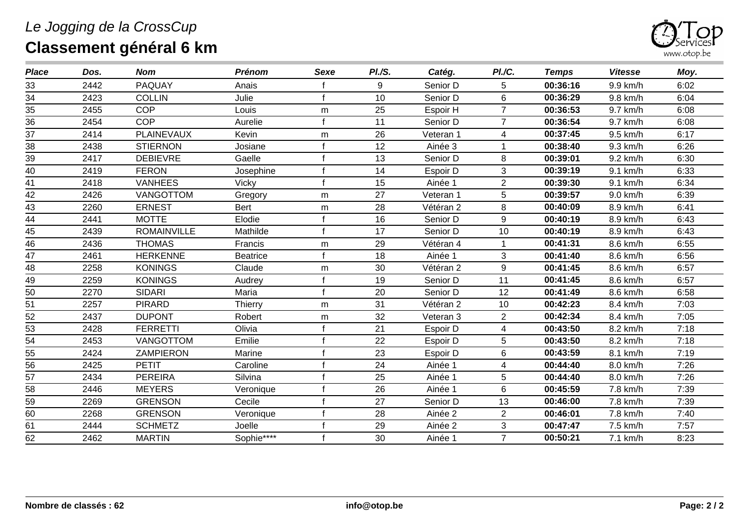*Le Jogging de la CrossCup*

# Classement général 6 km

| *Place* | *Dos.* | *Nom* | *Prénom* | *Sexe* | *Pl./S.* | *Catég.* | *Pl./C.* | *Temps* | *Vitesse* | *Moy.* |
|---|---|---|---|---|---|---|---|---|---|---|
| 33 | 2442 | PAQUAY | Anais | f | 9 | Senior D | 5 | **00:36:16** | 9.9 km/h | 6:02 |
| 34 | 2423 | COLLIN | Julie | f | 10 | Senior D | 6 | **00:36:29** | 9.8 km/h | 6:04 |
| 35 | 2455 | COP | Louis | m | 25 | Espoir H | 7 | **00:36:53** | 9.7 km/h | 6:08 |
| 36 | 2454 | COP | Aurelie | f | 11 | Senior D | 7 | **00:36:54** | 9.7 km/h | 6:08 |
| 37 | 2414 | PLAINEVAUX | Kevin | m | 26 | Veteran 1 | 4 | **00:37:45** | 9.5 km/h | 6:17 |
| 38 | 2438 | STIERNON | Josiane | f | 12 | Ainée 3 | 1 | **00:38:40** | 9.3 km/h | 6:26 |
| 39 | 2417 | DEBIEVRE | Gaelle | f | 13 | Senior D | 8 | **00:39:01** | 9.2 km/h | 6:30 |
| 40 | 2419 | FERON | Josephine | f | 14 | Espoir D | 3 | **00:39:19** | 9.1 km/h | 6:33 |
| 41 | 2418 | VANHEES | Vicky | f | 15 | Ainée 1 | 2 | **00:39:30** | 9.1 km/h | 6:34 |
| 42 | 2426 | VANGOTTOM | Gregory | m | 27 | Veteran 1 | 5 | **00:39:57** | 9.0 km/h | 6:39 |
| 43 | 2260 | ERNEST | Bert | m | 28 | Vétéran 2 | 8 | **00:40:09** | 8.9 km/h | 6:41 |
| 44 | 2441 | MOTTE | Elodie | f | 16 | Senior D | 9 | **00:40:19** | 8.9 km/h | 6:43 |
| 45 | 2439 | ROMAINVILLE | Mathilde | f | 17 | Senior D | 10 | **00:40:19** | 8.9 km/h | 6:43 |
| 46 | 2436 | THOMAS | Francis | m | 29 | Vétéran 4 | 1 | **00:41:31** | 8.6 km/h | 6:55 |
| 47 | 2461 | HERKENNE | Beatrice | f | 18 | Ainée 1 | 3 | **00:41:40** | 8.6 km/h | 6:56 |
| 48 | 2258 | KONINGS | Claude | m | 30 | Vétéran 2 | 9 | **00:41:45** | 8.6 km/h | 6:57 |
| 49 | 2259 | KONINGS | Audrey | f | 19 | Senior D | 11 | **00:41:45** | 8.6 km/h | 6:57 |
| 50 | 2270 | SIDARI | Maria | f | 20 | Senior D | 12 | **00:41:49** | 8.6 km/h | 6:58 |
| 51 | 2257 | PIRARD | Thierry | m | 31 | Vétéran 2 | 10 | **00:42:23** | 8.4 km/h | 7:03 |
| 52 | 2437 | DUPONT | Robert | m | 32 | Veteran 3 | 2 | **00:42:34** | 8.4 km/h | 7:05 |
| 53 | 2428 | FERRETTI | Olivia | f | 21 | Espoir D | 4 | **00:43:50** | 8.2 km/h | 7:18 |
| 54 | 2453 | VANGOTTOM | Emilie | f | 22 | Espoir D | 5 | **00:43:50** | 8.2 km/h | 7:18 |
| 55 | 2424 | ZAMPIERON | Marine | f | 23 | Espoir D | 6 | **00:43:59** | 8.1 km/h | 7:19 |
| 56 | 2425 | PETIT | Caroline | f | 24 | Ainée 1 | 4 | **00:44:40** | 8.0 km/h | 7:26 |
| 57 | 2434 | PEREIRA | Silvina | f | 25 | Ainée 1 | 5 | **00:44:40** | 8.0 km/h | 7:26 |
| 58 | 2446 | MEYERS | Veronique | f | 26 | Ainée 1 | 6 | **00:45:59** | 7.8 km/h | 7:39 |
| 59 | 2269 | GRENSON | Cecile | f | 27 | Senior D | 13 | **00:46:00** | 7.8 km/h | 7:39 |
| 60 | 2268 | GRENSON | Veronique | f | 28 | Ainée 2 | 2 | **00:46:01** | 7.8 km/h | 7:40 |
| 61 | 2444 | SCHMETZ | Joelle | f | 29 | Ainée 2 | 3 | **00:47:47** | 7.5 km/h | 7:57 |
| 62 | 2462 | MARTIN | Sophie**** | f | 30 | Ainée 1 | 7 | **00:50:21** | 7.1 km/h | 8:23 |

**Nombre de classés : 62**